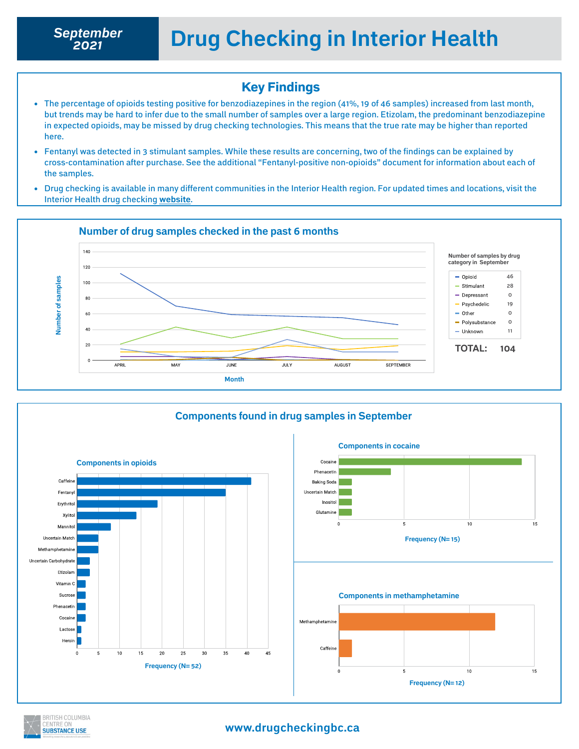**September 2021**

# Drug Checking in Interior Health

## Key Findings

- The percentage of opioids testing positive for benzodiazepines in the region (41%, 19 of 46 samples) increased from last month, but trends may be hard to infer due to the small number of samples over a large region. Etizolam, the predominant benzodiazepine in expected opioids, may be missed by drug checking technologies. This means that the true rate may be higher than reported here.
- Fentanyl was detected in 3 stimulant samples. While these results are concerning, two of the findings can be explained by cross-contamination after purchase. See the additional "Fentanyl-positive non-opioids" document for information about each of the samples.
- Drug checking is available in many different communities in the Interior Health region. For updated times and locations, visit the Interior Health drug checking **website**.

## Number of drug samples checked in the past 6 months

Number of samples by drug category in September

| Category | Count |
|---|---|
| Opioid | 46 |
| Stimulant | 28 |
| Depressant | 0 |
| Psychedelic | 19 |
| Other | 0 |
| Polysubstance | 0 |
| Unknown | 11 |

**TOTAL: 104**

## Components found in drug samples in September

### Components in opioids

Frequency (N= 52)

| Component | Frequency |
|---|---|
| Caffeine | 41 |
| Fentanyl | 35 |
| Erythritol | 19 |
| Xylitol | 14 |
| Mannitol | 8 |
| Uncertain Match | 5 |
| Methamphetamine | 5 |
| Uncertain Carbohydrate | 3 |
| Etizolam | 3 |
| Vitamin C | 2 |
| Sucrose | 2 |
| Phenacetin | 2 |
| Cocaine | 2 |
| Lactose | 1 |
| Heroin | 1 |

### Components in cocaine

Frequency (N= 15)

| Component | Frequency |
|---|---|
| Cocaine | 14 |
| Phenacetin | 4 |
| Baking Soda | 1 |
| Uncertain Match | 1 |
| Inositol | 1 |
| Glutamine | 1 |

### Components in methamphetamine

Frequency (N= 12)

| Component | Frequency |
|---|---|
| Methamphetamine | 12 |
| Caffeine | 1 |

www.drugcheckingbc.ca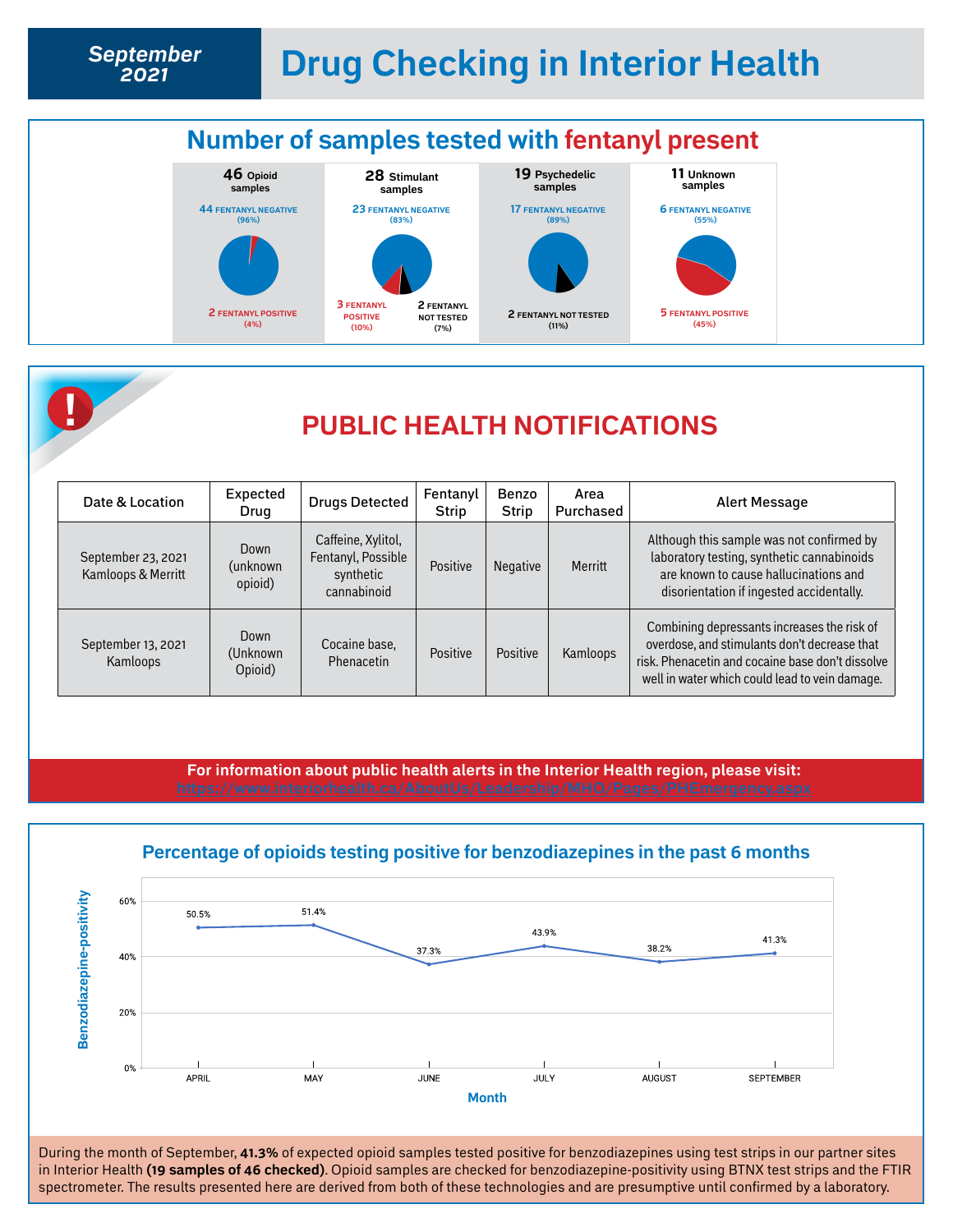# September 2021 — Drug Checking in Interior Health

## Number of samples tested with fentanyl present

**46 Opioid samples**
- 44 FENTANYL NEGATIVE (96%)
- 2 FENTANYL POSITIVE (4%)

**28 Stimulant samples**
- 23 FENTANYL NEGATIVE (83%)
- 3 FENTANYL POSITIVE (10%)
- 2 FENTANYL NOT TESTED (7%)

**19 Psychedelic samples**
- 17 FENTANYL NEGATIVE (89%)
- 2 FENTANYL NOT TESTED (11%)

**11 Unknown samples**
- 6 FENTANYL NEGATIVE (55%)
- 5 FENTANYL POSITIVE (45%)

## PUBLIC HEALTH NOTIFICATIONS

| Date & Location | Expected Drug | Drugs Detected | Fentanyl Strip | Benzo Strip | Area Purchased | Alert Message |
|---|---|---|---|---|---|---|
| September 23, 2021 Kamloops & Merritt | Down (unknown opioid) | Caffeine, Xylitol, Fentanyl, Possible synthetic cannabinoid | Positive | Negative | Merritt | Although this sample was not confirmed by laboratory testing, synthetic cannabinoids are known to cause hallucinations and disorientation if ingested accidentally. |
| September 13, 2021 Kamloops | Down (Unknown Opioid) | Cocaine base, Phenacetin | Positive | Positive | Kamloops | Combining depressants increases the risk of overdose, and stimulants don't decrease that risk. Phenacetin and cocaine base don't dissolve well in water which could lead to vein damage. |

**For information about public health alerts in the Interior Health region, please visit:**
https://www.interiorhealth.ca/AboutUs/Leadership/MHO/Pages/PHEmergency.aspx

## Percentage of opioids testing positive for benzodiazepines in the past 6 months

| Month | Benzodiazepine-positivity |
|---|---|
| April | 50.5% |
| May | 51.4% |
| June | 37.3% |
| July | 43.9% |
| August | 38.2% |
| September | 41.3% |

During the month of September, **41.3%** of expected opioid samples tested positive for benzodiazepines using test strips in our partner sites in Interior Health **(19 samples of 46 checked)**. Opioid samples are checked for benzodiazepine-positivity using BTNX test strips and the FTIR spectrometer. The results presented here are derived from both of these technologies and are presumptive until confirmed by a laboratory.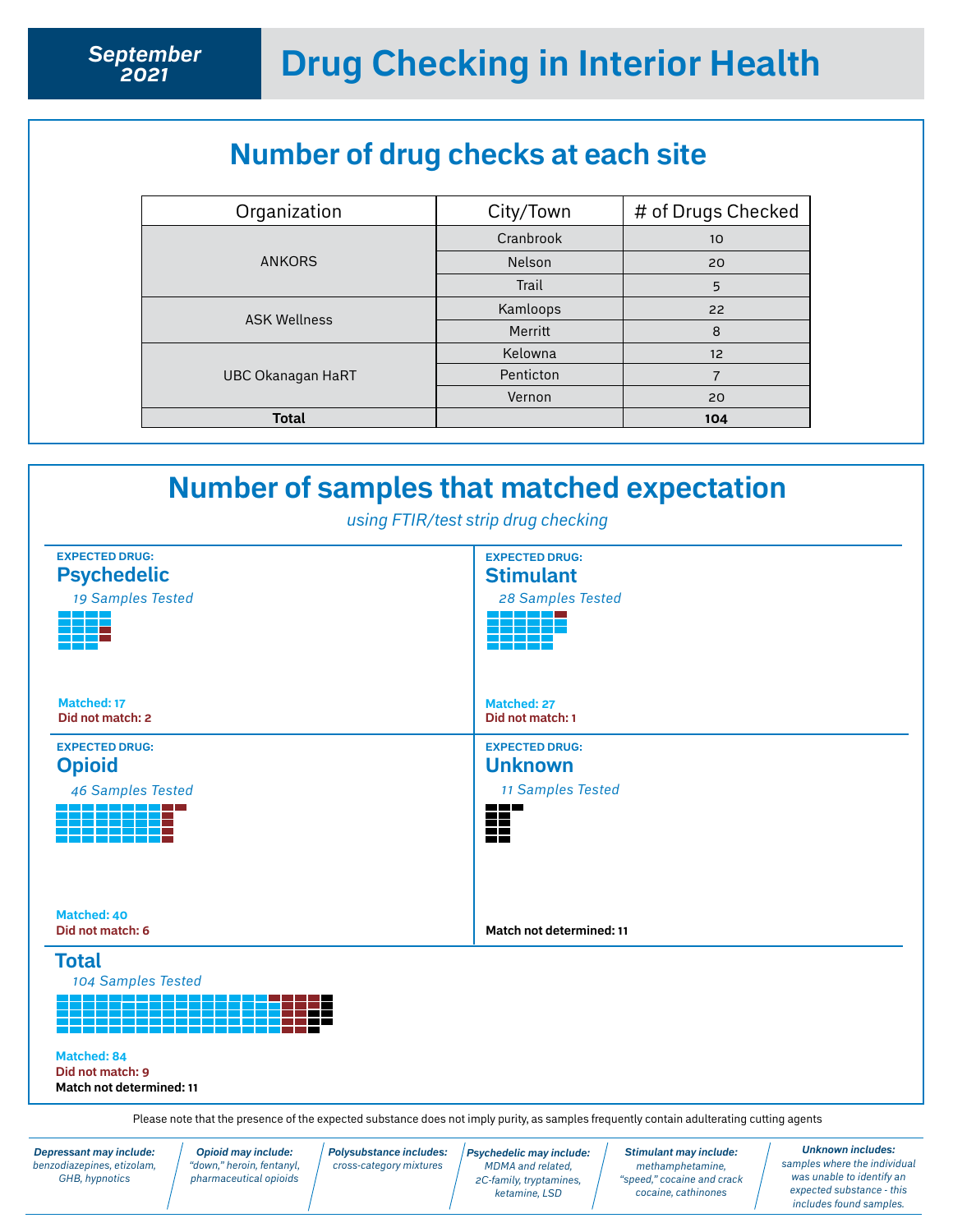# Drug Checking in Interior Health

**September 2021**

## Number of drug checks at each site

| Organization | City/Town | # of Drugs Checked |
|---|---|---|
| ANKORS | Cranbrook | 10 |
| | Nelson | 20 |
| | Trail | 5 |
| ASK Wellness | Kamloops | 22 |
| | Merritt | 8 |
| UBC Okanagan HaRT | Kelowna | 12 |
| | Penticton | 7 |
| | Vernon | 20 |
| **Total** | | **104** |

## Number of samples that matched expectation

*using FTIR/test strip drug checking*

**EXPECTED DRUG:**
### Psychedelic
*19 Samples Tested*

**Matched: 17**
**Did not match: 2**

**EXPECTED DRUG:**
### Stimulant
*28 Samples Tested*

**Matched: 27**
**Did not match: 1**

**EXPECTED DRUG:**
### Opioid
*46 Samples Tested*

**Matched: 40**
**Did not match: 6**

**EXPECTED DRUG:**
### Unknown
*11 Samples Tested*

**Match not determined: 11**

### Total
*104 Samples Tested*

**Matched: 84**
**Did not match: 9**
**Match not determined: 11**

Please note that the presence of the expected substance does not imply purity, as samples frequently contain adulterating cutting agents

***Depressant may include:*** *benzodiazepines, etizolam, GHB, hypnotics*

***Opioid may include:*** *"down," heroin, fentanyl, pharmaceutical opioids*

***Polysubstance includes:*** *cross-category mixtures*

***Psychedelic may include:*** *MDMA and related, 2C-family, tryptamines, ketamine, LSD*

***Stimulant may include:*** *methamphetamine, "speed," cocaine and crack cocaine, cathinones*

***Unknown includes:*** *samples where the individual was unable to identify an expected substance - this includes found samples.*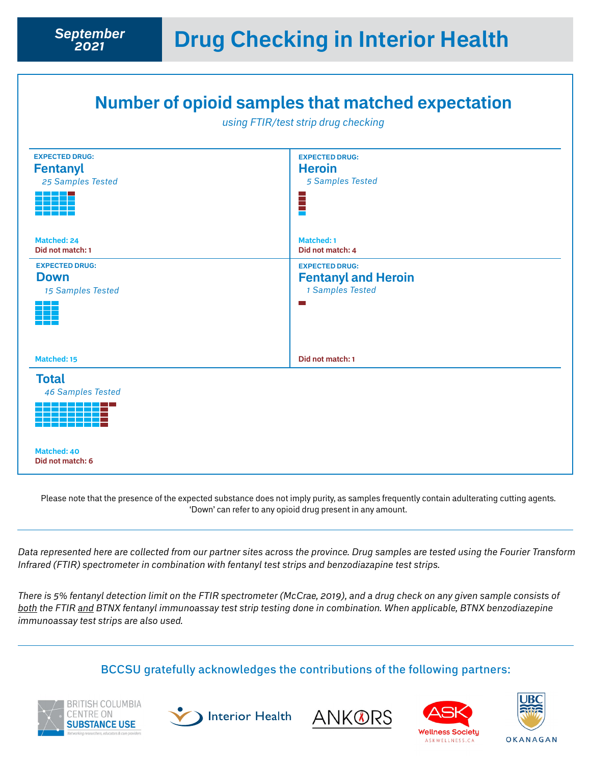September 2021

# Drug Checking in Interior Health

## Number of opioid samples that matched expectation

*using FTIR/test strip drug checking*

EXPECTED DRUG:
### Fentanyl
*25 Samples Tested*

Matched: 24
Did not match: 1

EXPECTED DRUG:
### Heroin
*5 Samples Tested*

Matched: 1
Did not match: 4

EXPECTED DRUG:
### Down
*15 Samples Tested*

Matched: 15

EXPECTED DRUG:
### Fentanyl and Heroin
*1 Samples Tested*

Did not match: 1

### Total
*46 Samples Tested*

Matched: 40
Did not match: 6

Please note that the presence of the expected substance does not imply purity, as samples frequently contain adulterating cutting agents. 'Down' can refer to any opioid drug present in any amount.

---

*Data represented here are collected from our partner sites across the province. Drug samples are tested using the Fourier Transform Infrared (FTIR) spectrometer in combination with fentanyl test strips and benzodiazapine test strips.*

*There is 5% fentanyl detection limit on the FTIR spectrometer (McCrae, 2019), and a drug check on any given sample consists of both the FTIR and BTNX fentanyl immunoassay test strip testing done in combination. When applicable, BTNX benzodiazepine immunoassay test strips are also used.*

---

BCCSU gratefully acknowledges the contributions of the following partners:

BRITISH COLUMBIA CENTRE ON SUBSTANCE USE — Networking researchers, educators & care providers
Interior Health
ANKORS
ASK Wellness Society — ASKWELLNESS.CA
UBC OKANAGAN